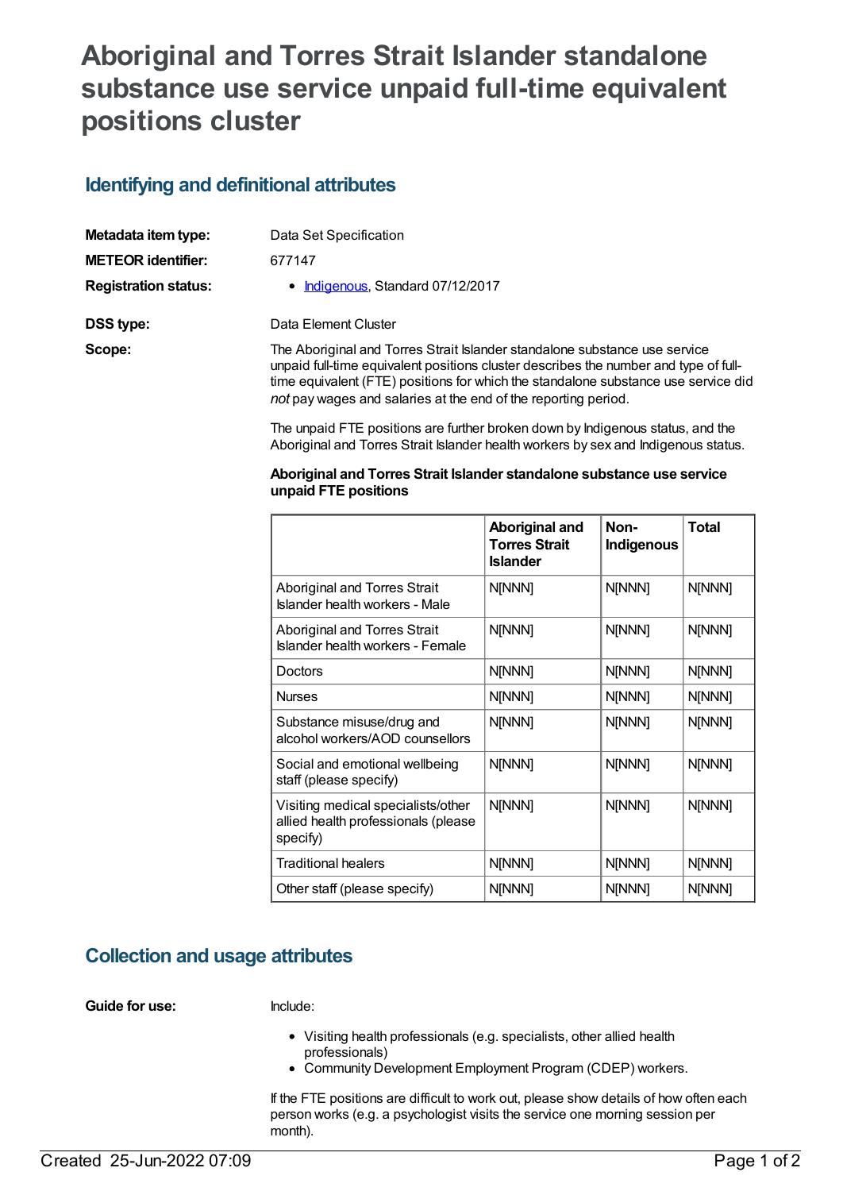# Aboriginal and Torres Strait Islander standalone substance use service unpaid full-time equivalent positions cluster

## Identifying and definitional attributes

**Metadata item type:** Data Set Specification

**METEOR identifier:** 677147

**Registration status:**
- Indigenous, Standard 07/12/2017

**DSS type:** Data Element Cluster

**Scope:** The Aboriginal and Torres Strait Islander standalone substance use service unpaid full-time equivalent positions cluster describes the number and type of full-time equivalent (FTE) positions for which the standalone substance use service did *not* pay wages and salaries at the end of the reporting period.

The unpaid FTE positions are further broken down by Indigenous status, and the Aboriginal and Torres Strait Islander health workers by sex and Indigenous status.

**Aboriginal and Torres Strait Islander standalone substance use service unpaid FTE positions**

| | Aboriginal and Torres Strait Islander | Non-Indigenous | Total |
|---|---|---|---|
| Aboriginal and Torres Strait Islander health workers - Male | N[NNN] | N[NNN] | N[NNN] |
| Aboriginal and Torres Strait Islander health workers - Female | N[NNN] | N[NNN] | N[NNN] |
| Doctors | N[NNN] | N[NNN] | N[NNN] |
| Nurses | N[NNN] | N[NNN] | N[NNN] |
| Substance misuse/drug and alcohol workers/AOD counsellors | N[NNN] | N[NNN] | N[NNN] |
| Social and emotional wellbeing staff (please specify) | N[NNN] | N[NNN] | N[NNN] |
| Visiting medical specialists/other allied health professionals (please specify) | N[NNN] | N[NNN] | N[NNN] |
| Traditional healers | N[NNN] | N[NNN] | N[NNN] |
| Other staff (please specify) | N[NNN] | N[NNN] | N[NNN] |

## Collection and usage attributes

**Guide for use:** Include:

- Visiting health professionals (e.g. specialists, other allied health professionals)
- Community Development Employment Program (CDEP) workers.

If the FTE positions are difficult to work out, please show details of how often each person works (e.g. a psychologist visits the service one morning session per month).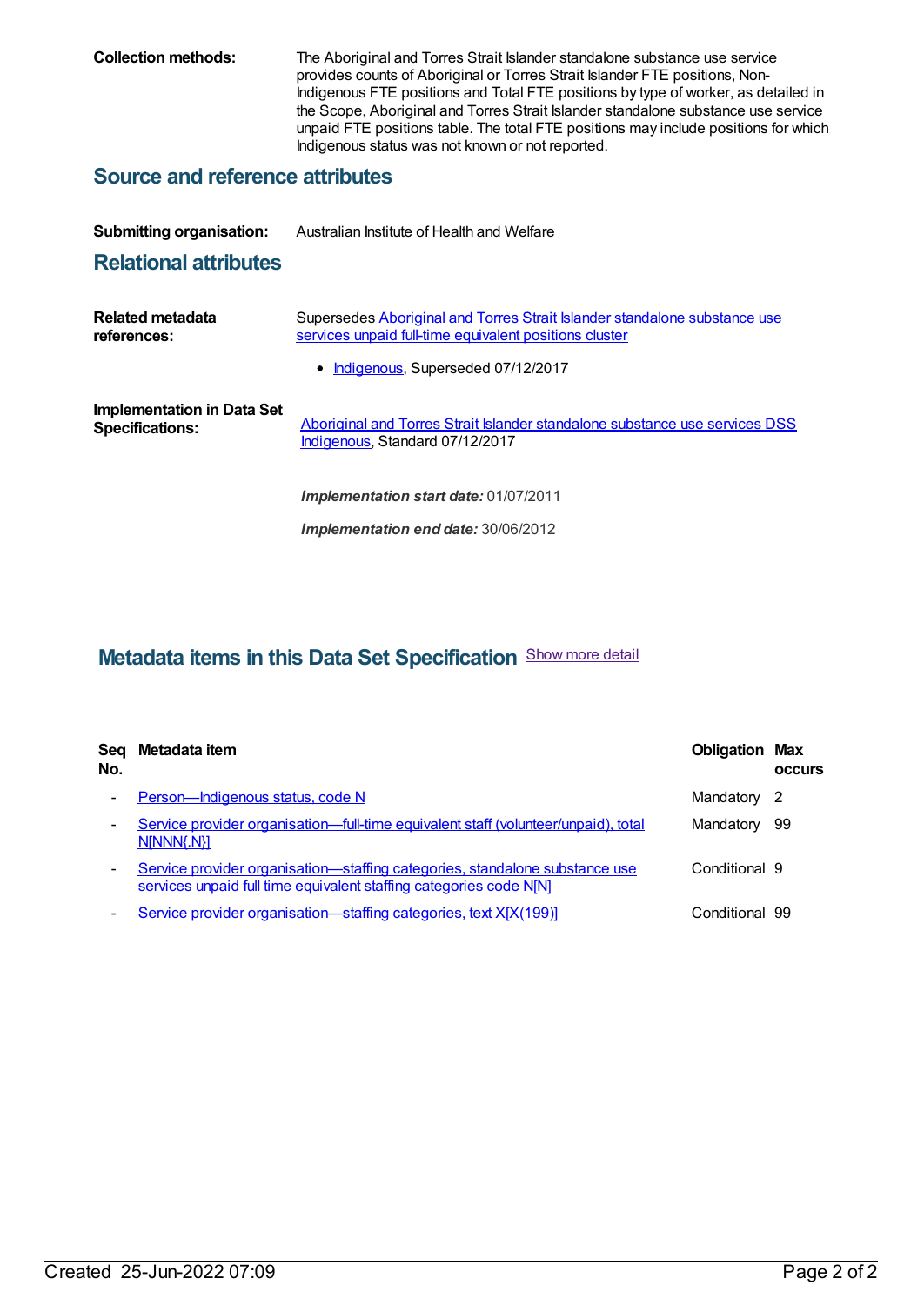**Collection methods:** The Aboriginal and Torres Strait Islander standalone substance use service provides counts of Aboriginal or Torres Strait Islander FTE positions, Non-Indigenous FTE positions and Total FTE positions by type of worker, as detailed in the Scope, Aboriginal and Torres Strait Islander standalone substance use service unpaid FTE positions table. The total FTE positions may include positions for which Indigenous status was not known or not reported.

## Source and reference attributes

**Submitting organisation:** Australian Institute of Health and Welfare

## Relational attributes

**Related metadata references:** Supersedes Aboriginal and Torres Strait Islander standalone substance use services unpaid full-time equivalent positions cluster

- Indigenous, Superseded 07/12/2017

**Implementation in Data Set Specifications:**

Aboriginal and Torres Strait Islander standalone substance use services DSS Indigenous, Standard 07/12/2017

***Implementation start date:*** 01/07/2011

***Implementation end date:*** 30/06/2012

## Metadata items in this Data Set Specification Show more detail

| Seq No. | Metadata item | Obligation | Max occurs |
|---|---|---|---|
| - | Person—Indigenous status, code N | Mandatory | 2 |
| - | Service provider organisation—full-time equivalent staff (volunteer/unpaid), total N[NNN{.N}] | Mandatory | 99 |
| - | Service provider organisation—staffing categories, standalone substance use services unpaid full time equivalent staffing categories code N[N] | Conditional | 9 |
| - | Service provider organisation—staffing categories, text X[X(199)] | Conditional | 99 |